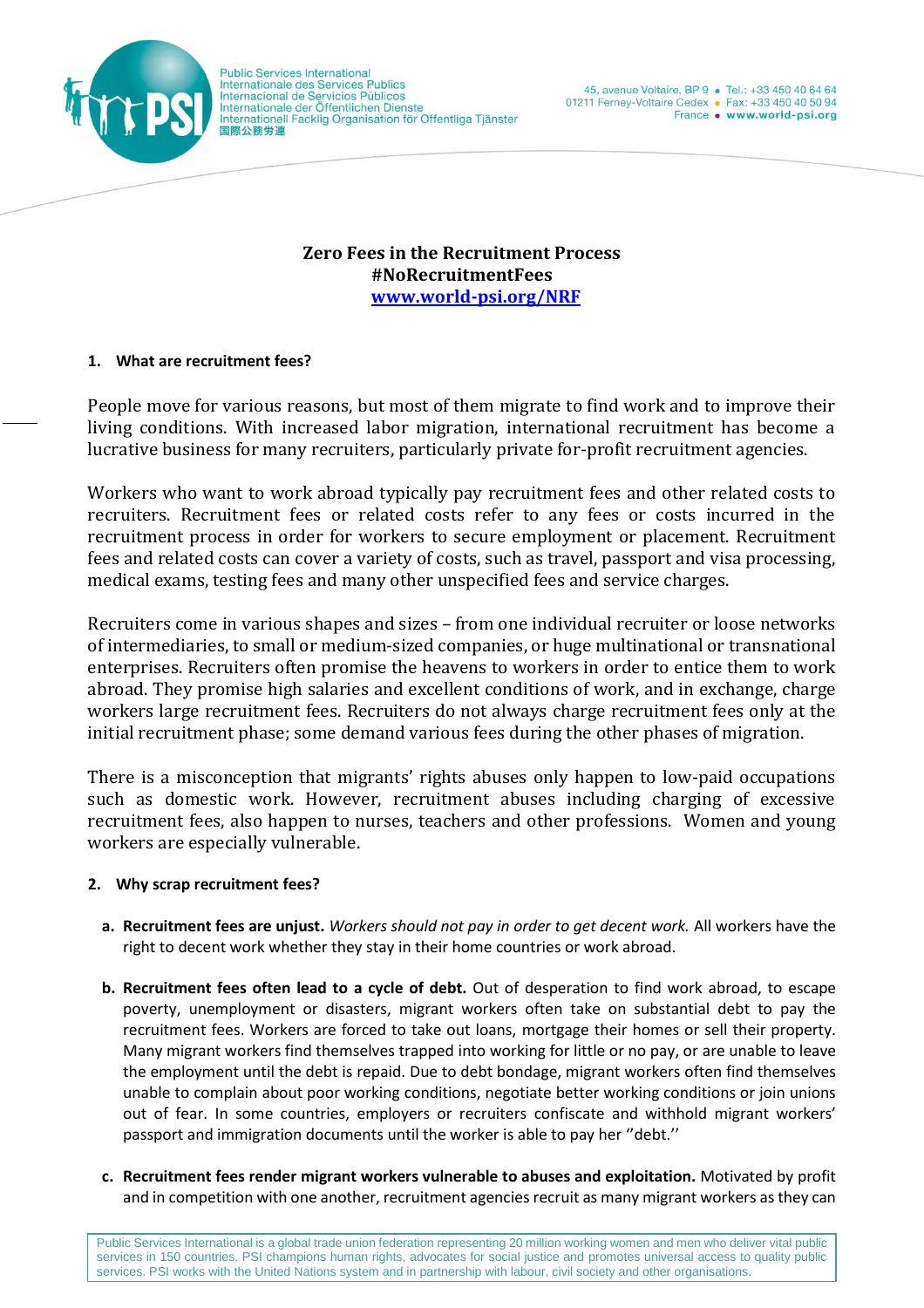**Zero Fees in the Recruitment Process**
**#NoRecruitmentFees**
**[www.world-psi.org/NRF](www.world-psi.org/NRF)**

## 1. What are recruitment fees?

People move for various reasons, but most of them migrate to find work and to improve their living conditions. With increased labor migration, international recruitment has become a lucrative business for many recruiters, particularly private for-profit recruitment agencies.

Workers who want to work abroad typically pay recruitment fees and other related costs to recruiters. Recruitment fees or related costs refer to any fees or costs incurred in the recruitment process in order for workers to secure employment or placement. Recruitment fees and related costs can cover a variety of costs, such as travel, passport and visa processing, medical exams, testing fees and many other unspecified fees and service charges.

Recruiters come in various shapes and sizes – from one individual recruiter or loose networks of intermediaries, to small or medium-sized companies, or huge multinational or transnational enterprises. Recruiters often promise the heavens to workers in order to entice them to work abroad. They promise high salaries and excellent conditions of work, and in exchange, charge workers large recruitment fees. Recruiters do not always charge recruitment fees only at the initial recruitment phase; some demand various fees during the other phases of migration.

There is a misconception that migrants' rights abuses only happen to low-paid occupations such as domestic work. However, recruitment abuses including charging of excessive recruitment fees, also happen to nurses, teachers and other professions. Women and young workers are especially vulnerable.

## 2. Why scrap recruitment fees?

a. **Recruitment fees are unjust.** *Workers should not pay in order to get decent work.* All workers have the right to decent work whether they stay in their home countries or work abroad.

b. **Recruitment fees often lead to a cycle of debt.** Out of desperation to find work abroad, to escape poverty, unemployment or disasters, migrant workers often take on substantial debt to pay the recruitment fees. Workers are forced to take out loans, mortgage their homes or sell their property. Many migrant workers find themselves trapped into working for little or no pay, or are unable to leave the employment until the debt is repaid. Due to debt bondage, migrant workers often find themselves unable to complain about poor working conditions, negotiate better working conditions or join unions out of fear. In some countries, employers or recruiters confiscate and withhold migrant workers' passport and immigration documents until the worker is able to pay her ''debt.''

c. **Recruitment fees render migrant workers vulnerable to abuses and exploitation.** Motivated by profit and in competition with one another, recruitment agencies recruit as many migrant workers as they can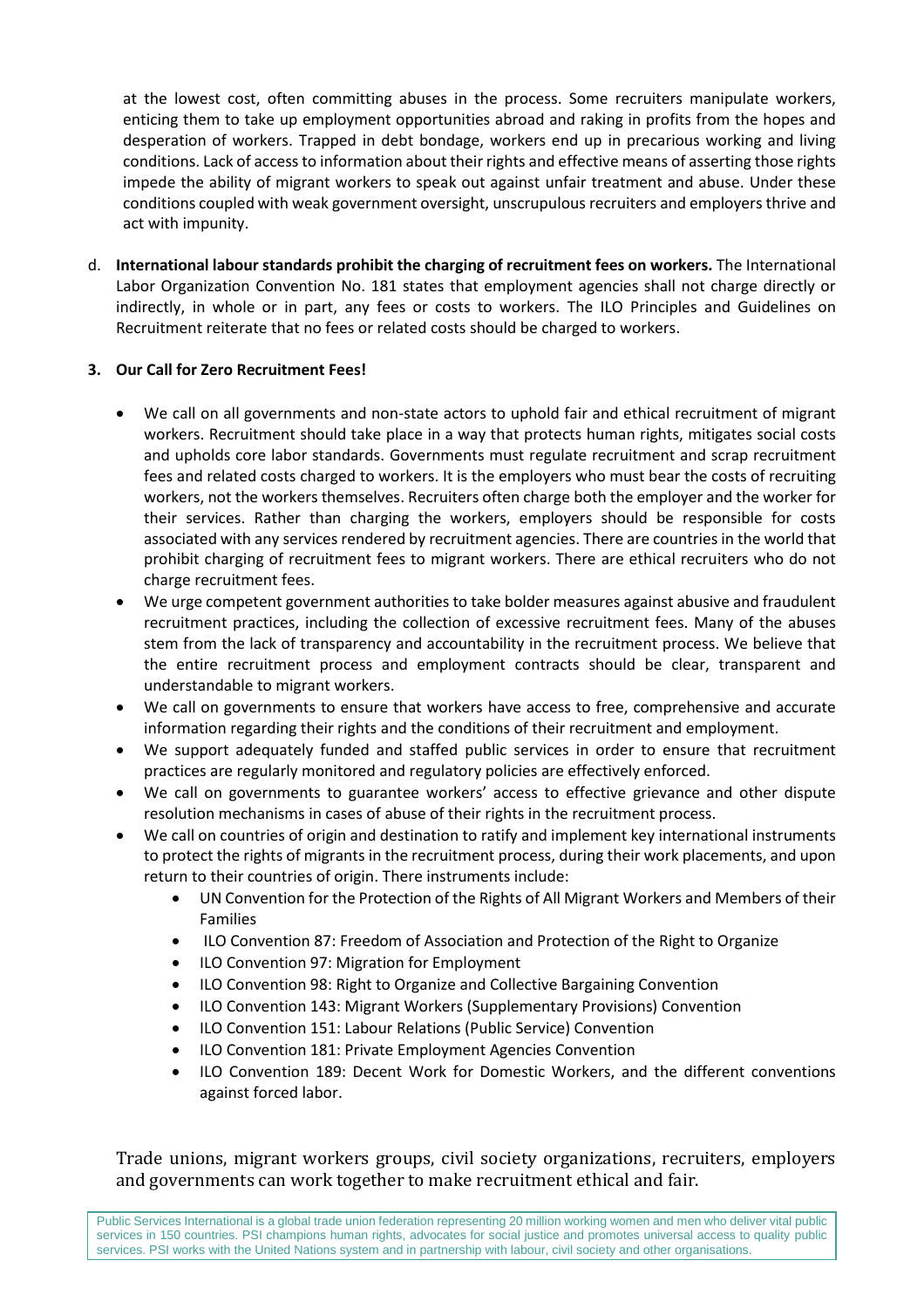at the lowest cost, often committing abuses in the process. Some recruiters manipulate workers, enticing them to take up employment opportunities abroad and raking in profits from the hopes and desperation of workers. Trapped in debt bondage, workers end up in precarious working and living conditions. Lack of access to information about their rights and effective means of asserting those rights impede the ability of migrant workers to speak out against unfair treatment and abuse. Under these conditions coupled with weak government oversight, unscrupulous recruiters and employers thrive and act with impunity.

d. **International labour standards prohibit the charging of recruitment fees on workers.** The International Labor Organization Convention No. 181 states that employment agencies shall not charge directly or indirectly, in whole or in part, any fees or costs to workers. The ILO Principles and Guidelines on Recruitment reiterate that no fees or related costs should be charged to workers.

**3. Our Call for Zero Recruitment Fees!**

- We call on all governments and non-state actors to uphold fair and ethical recruitment of migrant workers. Recruitment should take place in a way that protects human rights, mitigates social costs and upholds core labor standards. Governments must regulate recruitment and scrap recruitment fees and related costs charged to workers. It is the employers who must bear the costs of recruiting workers, not the workers themselves. Recruiters often charge both the employer and the worker for their services. Rather than charging the workers, employers should be responsible for costs associated with any services rendered by recruitment agencies. There are countries in the world that prohibit charging of recruitment fees to migrant workers. There are ethical recruiters who do not charge recruitment fees.
- We urge competent government authorities to take bolder measures against abusive and fraudulent recruitment practices, including the collection of excessive recruitment fees. Many of the abuses stem from the lack of transparency and accountability in the recruitment process. We believe that the entire recruitment process and employment contracts should be clear, transparent and understandable to migrant workers.
- We call on governments to ensure that workers have access to free, comprehensive and accurate information regarding their rights and the conditions of their recruitment and employment.
- We support adequately funded and staffed public services in order to ensure that recruitment practices are regularly monitored and regulatory policies are effectively enforced.
- We call on governments to guarantee workers' access to effective grievance and other dispute resolution mechanisms in cases of abuse of their rights in the recruitment process.
- We call on countries of origin and destination to ratify and implement key international instruments to protect the rights of migrants in the recruitment process, during their work placements, and upon return to their countries of origin. There instruments include:
  - UN Convention for the Protection of the Rights of All Migrant Workers and Members of their Families
  - ILO Convention 87: Freedom of Association and Protection of the Right to Organize
  - ILO Convention 97: Migration for Employment
  - ILO Convention 98: Right to Organize and Collective Bargaining Convention
  - ILO Convention 143: Migrant Workers (Supplementary Provisions) Convention
  - ILO Convention 151: Labour Relations (Public Service) Convention
  - ILO Convention 181: Private Employment Agencies Convention
  - ILO Convention 189: Decent Work for Domestic Workers, and the different conventions against forced labor.

Trade unions, migrant workers groups, civil society organizations, recruiters, employers and governments can work together to make recruitment ethical and fair.

Public Services International is a global trade union federation representing 20 million working women and men who deliver vital public services in 150 countries. PSI champions human rights, advocates for social justice and promotes universal access to quality public services. PSI works with the United Nations system and in partnership with labour, civil society and other organisations.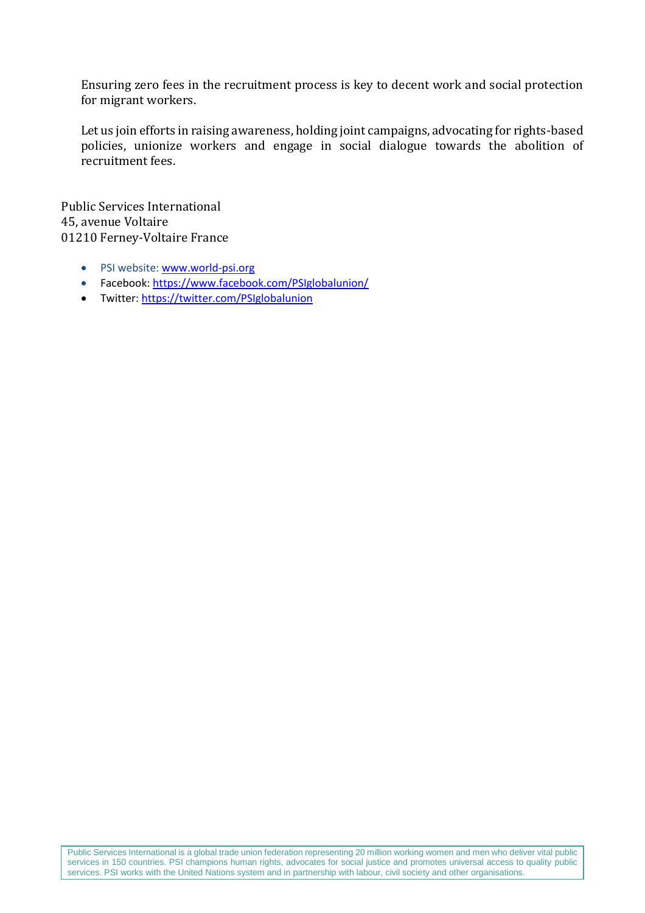Ensuring zero fees in the recruitment process is key to decent work and social protection for migrant workers.

Let us join efforts in raising awareness, holding joint campaigns, advocating for rights-based policies, unionize workers and engage in social dialogue towards the abolition of recruitment fees.

Public Services International
45, avenue Voltaire
01210 Ferney-Voltaire France

- PSI website: www.world-psi.org
- Facebook: https://www.facebook.com/PSIglobalunion/
- Twitter: https://twitter.com/PSIglobalunion

Public Services International is a global trade union federation representing 20 million working women and men who deliver vital public services in 150 countries. PSI champions human rights, advocates for social justice and promotes universal access to quality public services. PSI works with the United Nations system and in partnership with labour, civil society and other organisations.